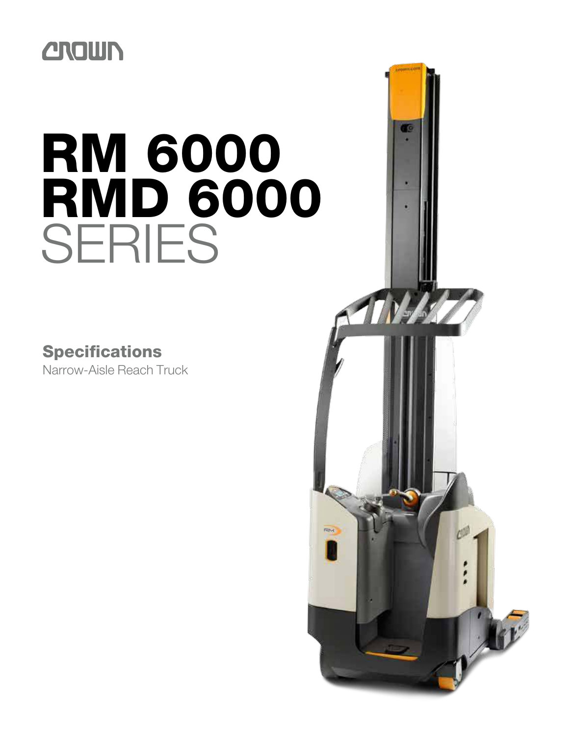CROWN

# RM 6000
# RMD 6000
# SERIES

**Specifications**

Narrow-Aisle Reach Truck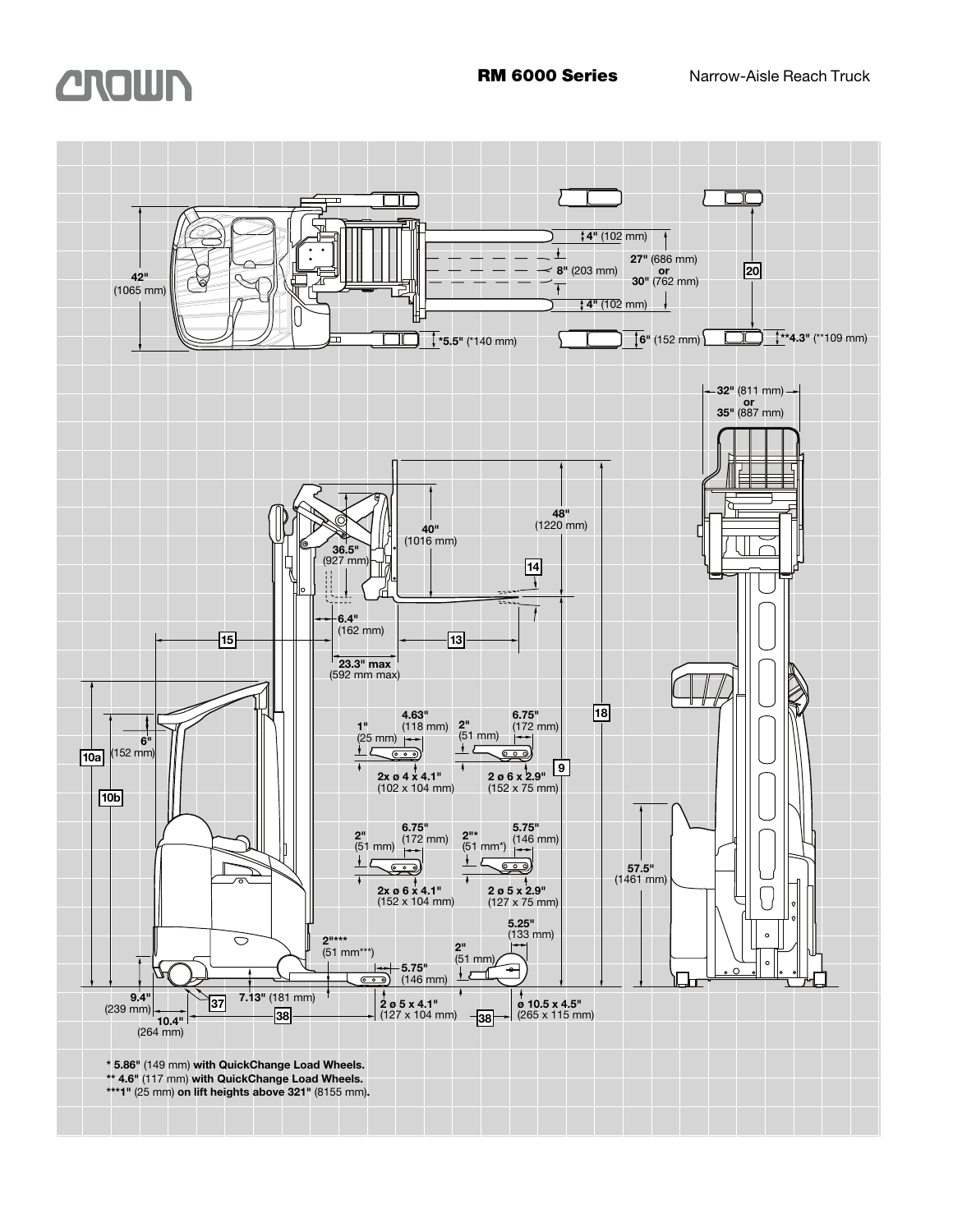**RM 6000 Series** Narrow-Aisle Reach Truck

4" (102 mm)

27" (686 mm) or 30" (762 mm)

8" (203 mm)

4" (102 mm)

42" (1065 mm)

*5.5" (*140 mm)

6" (152 mm)

**4.3" (**109 mm)

20

32" (811 mm) or 35" (887 mm)

48" (1220 mm)

40" (1016 mm)

36.5" (927 mm)

14

6.4" (162 mm)

15

13

23.3" max (592 mm max)

18

4.63" (118 mm)

1" (25 mm)

2x ø 4 x 4.1" (102 x 104 mm)

6.75" (172 mm)

2" (51 mm)

2 ø 6 x 2.9" (152 x 75 mm)

9

6.75" (172 mm)

2" (51 mm)

2x ø 6 x 4.1" (152 x 104 mm)

5.75" (146 mm)

2"* (51 mm*)

2 ø 5 x 2.9" (127 x 75 mm)

57.5" (1461 mm)

10a

10b

6" (152 mm)

2"*** (51 mm***)

5.75" (146 mm)

5.25" (133 mm)

2" (51 mm)

9.4" (239 mm)

10.4" (264 mm)

37

7.13" (181 mm)

38

2 ø 5 x 4.1" (127 x 104 mm)

38

ø 10.5 x 4.5" (265 x 115 mm)

**\* 5.86"** (149 mm) **with QuickChange Load Wheels.**
**\*\* 4.6"** (117 mm) **with QuickChange Load Wheels.**
**\*\*\*1"** (25 mm) **on lift heights above 321"** (8155 mm)**.**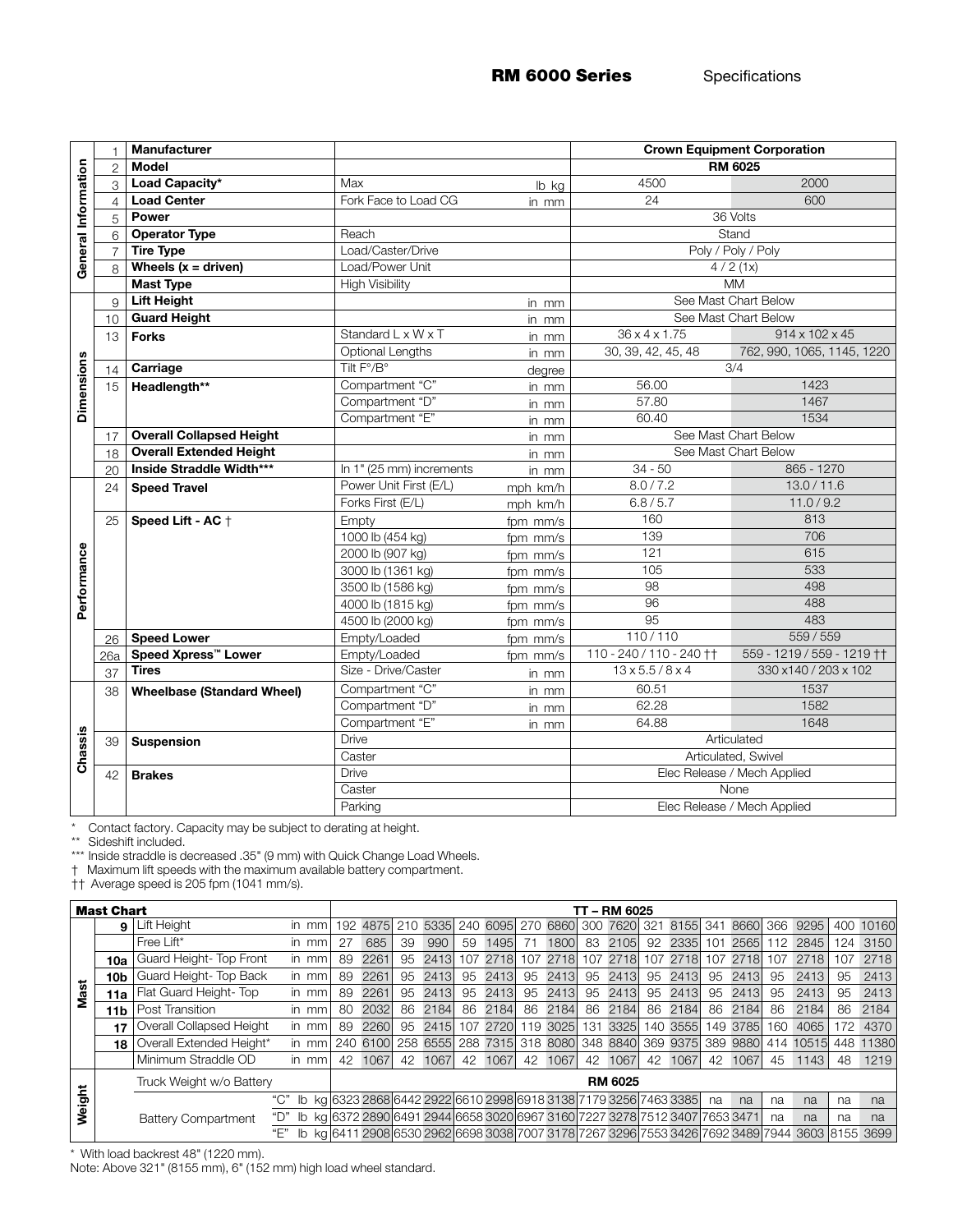**RM 6000 Series** Specifications

| | | | | | | |
|---|---|---|---|---|---|---|
| General Information | 1 | **Manufacturer** | | | **Crown Equipment Corporation** | |
| | 2 | **Model** | | | **RM 6025** | |
| | 3 | **Load Capacity*** | Max | lb kg | 4500 | 2000 |
| | 4 | **Load Center** | Fork Face to Load CG | in mm | 24 | 600 |
| | 5 | **Power** | | | 36 Volts | |
| | 6 | **Operator Type** | Reach | | Stand | |
| | 7 | **Tire Type** | Load/Caster/Drive | | Poly / Poly / Poly | |
| | 8 | **Wheels (x = driven)** | Load/Power Unit | | 4 / 2 (1x) | |
| | | **Mast Type** | High Visibility | | MM | |
| Dimensions | 9 | **Lift Height** | | in mm | See Mast Chart Below | |
| | 10 | **Guard Height** | | in mm | See Mast Chart Below | |
| | 13 | **Forks** | Standard L x W x T | in mm | 36 x 4 x 1.75 | 914 x 102 x 45 |
| | | | Optional Lengths | in mm | 30, 39, 42, 45, 48 | 762, 990, 1065, 1145, 1220 |
| | 14 | **Carriage** | Tilt F°/B° | degree | 3/4 | |
| | 15 | **Headlength**** | Compartment "C" | in mm | 56.00 | 1423 |
| | | | Compartment "D" | in mm | 57.80 | 1467 |
| | | | Compartment "E" | in mm | 60.40 | 1534 |
| | 17 | **Overall Collapsed Height** | | in mm | See Mast Chart Below | |
| | 18 | **Overall Extended Height** | | in mm | See Mast Chart Below | |
| | 20 | **Inside Straddle Width***** | In 1" (25 mm) increments | in mm | 34 - 50 | 865 - 1270 |
| Performance | 24 | **Speed Travel** | Power Unit First (E/L) | mph km/h | 8.0 / 7.2 | 13.0 / 11.6 |
| | | | Forks First (E/L) | mph km/h | 6.8 / 5.7 | 11.0 / 9.2 |
| | 25 | **Speed Lift - AC** † | Empty | fpm mm/s | 160 | 813 |
| | | | 1000 lb (454 kg) | fpm mm/s | 139 | 706 |
| | | | 2000 lb (907 kg) | fpm mm/s | 121 | 615 |
| | | | 3000 lb (1361 kg) | fpm mm/s | 105 | 533 |
| | | | 3500 lb (1586 kg) | fpm mm/s | 98 | 498 |
| | | | 4000 lb (1815 kg) | fpm mm/s | 96 | 488 |
| | | | 4500 lb (2000 kg) | fpm mm/s | 95 | 483 |
| | 26 | **Speed Lower** | Empty/Loaded | fpm mm/s | 110 / 110 | 559 / 559 |
| | 26a | **Speed Xpress™ Lower** | Empty/Loaded | fpm mm/s | 110 - 240 / 110 - 240 †† | 559 - 1219 / 559 - 1219 †† |
| | 37 | **Tires** | Size - Drive/Caster | in mm | 13 x 5.5 / 8 x 4 | 330 x140 / 203 x 102 |
| Chassis | 38 | **Wheelbase (Standard Wheel)** | Compartment "C" | in mm | 60.51 | 1537 |
| | | | Compartment "D" | in mm | 62.28 | 1582 |
| | | | Compartment "E" | in mm | 64.88 | 1648 |
| | 39 | **Suspension** | Drive | | Articulated | |
| | | | Caster | | Articulated, Swivel | |
| | 42 | **Brakes** | Drive | | Elec Release / Mech Applied | |
| | | | Caster | | None | |
| | | | Parking | | Elec Release / Mech Applied | |

\* Contact factory. Capacity may be subject to derating at height.
** Sideshift included.
*** Inside straddle is decreased .35" (9 mm) with Quick Change Load Wheels.
† Maximum lift speeds with the maximum available battery compartment.
†† Average speed is 205 fpm (1041 mm/s).

| **Mast Chart** | | | | | **TT – RM 6025** | | | | | | | | | | | | | | | | | |
|---|---|---|---|---|---|---|---|---|---|---|---|---|---|---|---|---|---|---|---|---|---|---|
| Mast | 9 | Lift Height | | in mm | 192 | 4875 | 210 | 5335 | 240 | 6095 | 270 | 6860 | 300 | 7620 | 321 | 8155 | 341 | 8660 | 366 | 9295 | 400 | 10160 |
| | | Free Lift* | | in mm | 27 | 685 | 39 | 990 | 59 | 1495 | 71 | 1800 | 83 | 2105 | 92 | 2335 | 101 | 2565 | 112 | 2845 | 124 | 3150 |
| | 10a | Guard Height- Top Front | | in mm | 89 | 2261 | 95 | 2413 | 107 | 2718 | 107 | 2718 | 107 | 2718 | 107 | 2718 | 107 | 2718 | 107 | 2718 | 107 | 2718 |
| | 10b | Guard Height- Top Back | | in mm | 89 | 2261 | 95 | 2413 | 95 | 2413 | 95 | 2413 | 95 | 2413 | 95 | 2413 | 95 | 2413 | 95 | 2413 | 95 | 2413 |
| | 11a | Flat Guard Height- Top | | in mm | 89 | 2261 | 95 | 2413 | 95 | 2413 | 95 | 2413 | 95 | 2413 | 95 | 2413 | 95 | 2413 | 95 | 2413 | 95 | 2413 |
| | 11b | Post Transition | | in mm | 80 | 2032 | 86 | 2184 | 86 | 2184 | 86 | 2184 | 86 | 2184 | 86 | 2184 | 86 | 2184 | 86 | 2184 | 86 | 2184 |
| | 17 | Overall Collapsed Height | | in mm | 89 | 2260 | 95 | 2415 | 107 | 2720 | 119 | 3025 | 131 | 3325 | 140 | 3555 | 149 | 3785 | 160 | 4065 | 172 | 4370 |
| | 18 | Overall Extended Height* | | in mm | 240 | 6100 | 258 | 6555 | 288 | 7315 | 318 | 8080 | 348 | 8840 | 369 | 9375 | 389 | 9880 | 414 | 10515 | 448 | 11380 |
| | | Minimum Straddle OD | | in mm | 42 | 1067 | 42 | 1067 | 42 | 1067 | 42 | 1067 | 42 | 1067 | 42 | 1067 | 42 | 1067 | 45 | 1143 | 48 | 1219 |
| Weight | | Truck Weight w/o Battery | | | **RM 6025** | | | | | | | | | | | | | | | | | |
| | | Battery Compartment | "C" | lb kg | 6323 | 2868 | 6442 | 2922 | 6610 | 2998 | 6918 | 3138 | 7179 | 3256 | 7463 | 3385 | na | na | na | na | na | na |
| | | | "D" | lb kg | 6372 | 2890 | 6491 | 2944 | 6658 | 3020 | 6967 | 3160 | 7227 | 3278 | 7512 | 3407 | 7653 | 3471 | na | na | na | na |
| | | | "E" | lb kg | 6411 | 2908 | 6530 | 2962 | 6698 | 3038 | 7007 | 3178 | 7267 | 3296 | 7553 | 3426 | 7692 | 3489 | 7944 | 3603 | 8155 | 3699 |

\* With load backrest 48" (1220 mm).
Note: Above 321" (8155 mm), 6" (152 mm) high load wheel standard.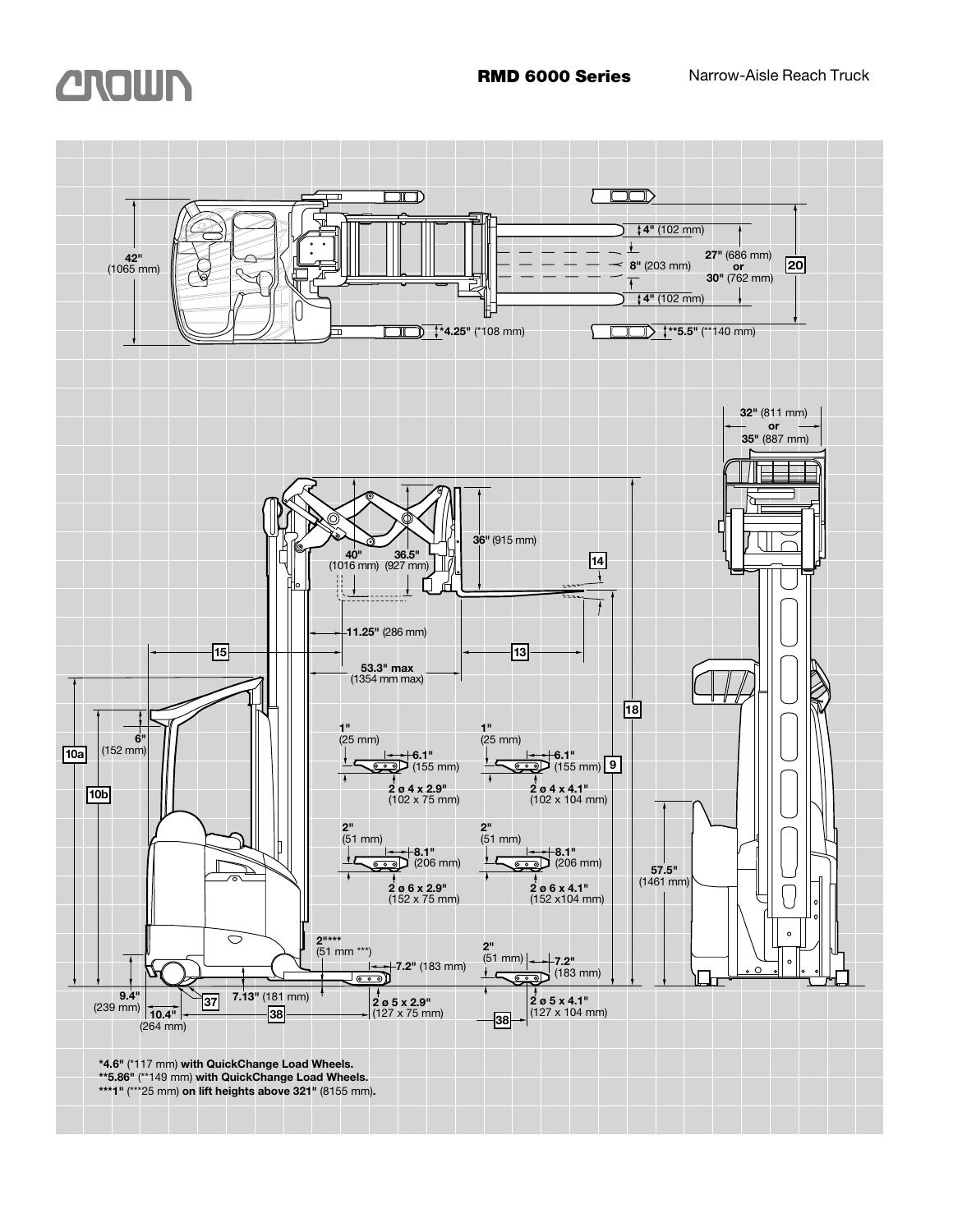**RMD 6000 Series** Narrow-Aisle Reach Truck

42" (1065 mm)

4" (102 mm)

8" (203 mm)

27" (686 mm) or 30" (762 mm)

20

4" (102 mm)

*4.25" (*108 mm)

**5.5" (**140 mm)

32" (811 mm) or 35" (887 mm)

36" (915 mm)

40" (1016 mm)

36.5" (927 mm)

14

11.25" (286 mm)

15

13

53.3" max (1354 mm max)

18

10a

6" (152 mm)

10b

1" (25 mm)

6.1" (155 mm)

2 ø 4 x 2.9" (102 x 75 mm)

1" (25 mm)

6.1" (155 mm)

9

2 ø 4 x 4.1" (102 x 104 mm)

2" (51 mm)

8.1" (206 mm)

2 ø 6 x 2.9" (152 x 75 mm)

2" (51 mm)

8.1" (206 mm)

2 ø 6 x 4.1" (152 x104 mm)

57.5" (1461 mm)

2"*** (51 mm ***)

7.2" (183 mm)

2" (51 mm)

7.2" (183 mm)

9.4" (239 mm)

37

7.13" (181 mm)

2 ø 5 x 2.9" (127 x 75 mm)

2 ø 5 x 4.1" (127 x 104 mm)

10.4" (264 mm)

38

38

**\*4.6"** (*117 mm) **with QuickChange Load Wheels.**
**\*\*5.86"** (**149 mm) **with QuickChange Load Wheels.**
**\*\*\*1"** (***25 mm) **on lift heights above 321"** (8155 mm)**.**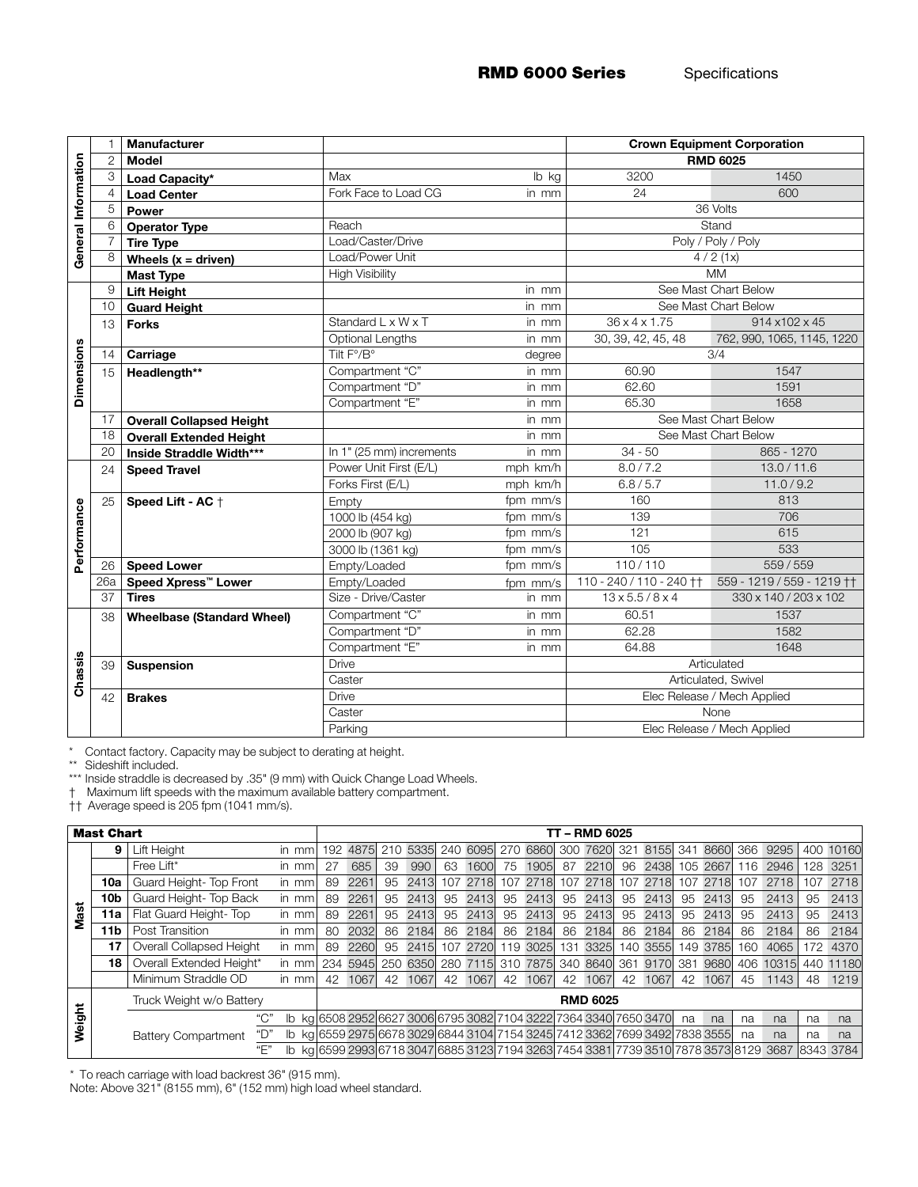# RMD 6000 Series

Specifications

| | | | | | | |
|---|---|---|---|---|---|---|
| General Information | 1 | **Manufacturer** | | | **Crown Equipment Corporation** | |
| | 2 | **Model** | | | **RMD 6025** | |
| | 3 | **Load Capacity*** | Max | lb kg | 3200 | 1450 |
| | 4 | **Load Center** | Fork Face to Load CG | in mm | 24 | 600 |
| | 5 | **Power** | | | 36 Volts | |
| | 6 | **Operator Type** | Reach | | Stand | |
| | 7 | **Tire Type** | Load/Caster/Drive | | Poly / Poly / Poly | |
| | 8 | **Wheels (x = driven)** | Load/Power Unit | | 4 / 2 (1x) | |
| | | **Mast Type** | High Visibility | | MM | |
| Dimensions | 9 | **Lift Height** | | in mm | See Mast Chart Below | |
| | 10 | **Guard Height** | | in mm | See Mast Chart Below | |
| | 13 | **Forks** | Standard L x W x T | in mm | 36 x 4 x 1.75 | 914 x102 x 45 |
| | | | Optional Lengths | in mm | 30, 39, 42, 45, 48 | 762, 990, 1065, 1145, 1220 |
| | 14 | **Carriage** | Tilt F°/B° | degree | 3/4 | |
| | 15 | **Headlength**** | Compartment "C" | in mm | 60.90 | 1547 |
| | | | Compartment "D" | in mm | 62.60 | 1591 |
| | | | Compartment "E" | in mm | 65.30 | 1658 |
| | 17 | **Overall Collapsed Height** | | in mm | See Mast Chart Below | |
| | 18 | **Overall Extended Height** | | in mm | See Mast Chart Below | |
| | 20 | **Inside Straddle Width***** | In 1" (25 mm) increments | in mm | 34 - 50 | 865 - 1270 |
| Performance | 24 | **Speed Travel** | Power Unit First (E/L) | mph km/h | 8.0 / 7.2 | 13.0 / 11.6 |
| | | | Forks First (E/L) | mph km/h | 6.8 / 5.7 | 11.0 / 9.2 |
| | 25 | **Speed Lift - AC** † | Empty | fpm mm/s | 160 | 813 |
| | | | 1000 lb (454 kg) | fpm mm/s | 139 | 706 |
| | | | 2000 lb (907 kg) | fpm mm/s | 121 | 615 |
| | | | 3000 lb (1361 kg) | fpm mm/s | 105 | 533 |
| | 26 | **Speed Lower** | Empty/Loaded | fpm mm/s | 110 / 110 | 559 / 559 |
| | 26a | **Speed Xpress™ Lower** | Empty/Loaded | fpm mm/s | 110 - 240 / 110 - 240 †† | 559 - 1219 / 559 - 1219 †† |
| | 37 | **Tires** | Size - Drive/Caster | in mm | 13 x 5.5 / 8 x 4 | 330 x 140 / 203 x 102 |
| Chassis | 38 | **Wheelbase (Standard Wheel)** | Compartment "C" | in mm | 60.51 | 1537 |
| | | | Compartment "D" | in mm | 62.28 | 1582 |
| | | | Compartment "E" | in mm | 64.88 | 1648 |
| | 39 | **Suspension** | Drive | | Articulated | |
| | | | Caster | | Articulated, Swivel | |
| | 42 | **Brakes** | Drive | | Elec Release / Mech Applied | |
| | | | Caster | | None | |
| | | | Parking | | Elec Release / Mech Applied | |

\* Contact factory. Capacity may be subject to derating at height.
** Sideshift included.
*** Inside straddle is decreased by .35" (9 mm) with Quick Change Load Wheels.
† Maximum lift speeds with the maximum available battery compartment.
†† Average speed is 205 fpm (1041 mm/s).

| **Mast Chart** | | | | | **TT – RMD 6025** | | | | | | | | | | | | | | | | | |
|---|---|---|---|---|---|---|---|---|---|---|---|---|---|---|---|---|---|---|---|---|---|---|
| Mast | 9 | Lift Height | | in mm | 192 | 4875 | 210 | 5335 | 240 | 6095 | 270 | 6860 | 300 | 7620 | 321 | 8155 | 341 | 8660 | 366 | 9295 | 400 | 10160 |
| | | Free Lift* | | in mm | 27 | 685 | 39 | 990 | 63 | 1600 | 75 | 1905 | 87 | 2210 | 96 | 2438 | 105 | 2667 | 116 | 2946 | 128 | 3251 |
| | 10a | Guard Height- Top Front | | in mm | 89 | 2261 | 95 | 2413 | 107 | 2718 | 107 | 2718 | 107 | 2718 | 107 | 2718 | 107 | 2718 | 107 | 2718 | 107 | 2718 |
| | 10b | Guard Height- Top Back | | in mm | 89 | 2261 | 95 | 2413 | 95 | 2413 | 95 | 2413 | 95 | 2413 | 95 | 2413 | 95 | 2413 | 95 | 2413 | 95 | 2413 |
| | 11a | Flat Guard Height- Top | | in mm | 89 | 2261 | 95 | 2413 | 95 | 2413 | 95 | 2413 | 95 | 2413 | 95 | 2413 | 95 | 2413 | 95 | 2413 | 95 | 2413 |
| | 11b | Post Transition | | in mm | 80 | 2032 | 86 | 2184 | 86 | 2184 | 86 | 2184 | 86 | 2184 | 86 | 2184 | 86 | 2184 | 86 | 2184 | 86 | 2184 |
| | 17 | Overall Collapsed Height | | in mm | 89 | 2260 | 95 | 2415 | 107 | 2720 | 119 | 3025 | 131 | 3325 | 140 | 3555 | 149 | 3785 | 160 | 4065 | 172 | 4370 |
| | 18 | Overall Extended Height* | | in mm | 234 | 5945 | 250 | 6350 | 280 | 7115 | 310 | 7875 | 340 | 8640 | 361 | 9170 | 381 | 9680 | 406 | 10315 | 440 | 11180 |
| | | Minimum Straddle OD | | in mm | 42 | 1067 | 42 | 1067 | 42 | 1067 | 42 | 1067 | 42 | 1067 | 42 | 1067 | 42 | 1067 | 45 | 1143 | 48 | 1219 |
| Weight | | Truck Weight w/o Battery | | | **RMD 6025** | | | | | | | | | | | | | | | | | |
| | | Battery Compartment | "C" | lb kg | 6508 | 2952 | 6627 | 3006 | 6795 | 3082 | 7104 | 3222 | 7364 | 3340 | 7650 | 3470 | na | na | na | na | na | na |
| | | | "D" | lb kg | 6559 | 2975 | 6678 | 3029 | 6844 | 3104 | 7154 | 3245 | 7412 | 3362 | 7699 | 3492 | 7838 | 3555 | na | na | na | na |
| | | | "E" | lb kg | 6599 | 2993 | 6718 | 3047 | 6885 | 3123 | 7194 | 3263 | 7454 | 3381 | 7739 | 3510 | 7878 | 3573 | 8129 | 3687 | 8343 | 3784 |

\* To reach carriage with load backrest 36" (915 mm).
Note: Above 321" (8155 mm), 6" (152 mm) high load wheel standard.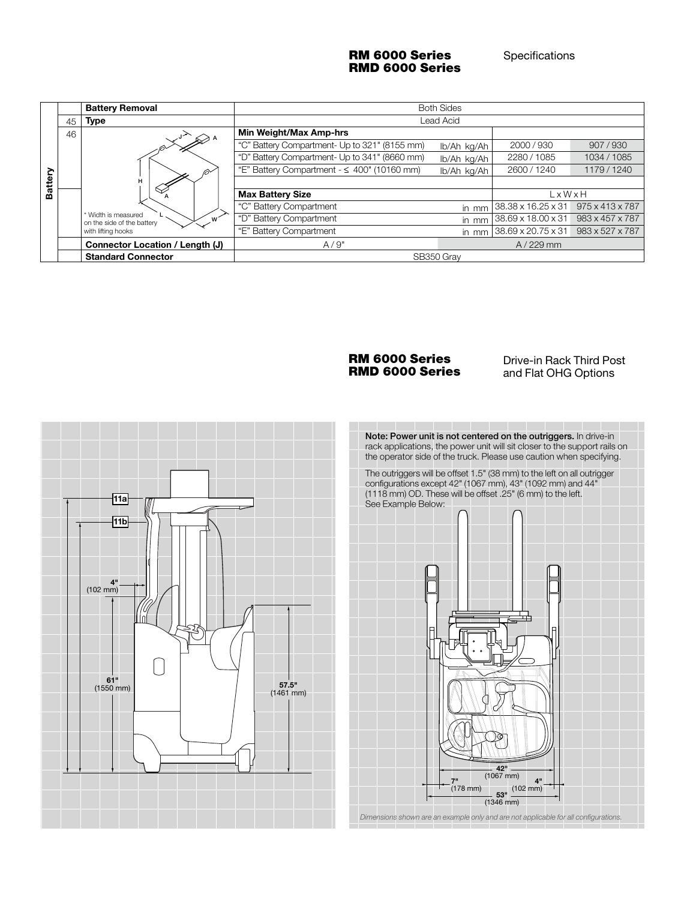## RM 6000 Series
## RMD 6000 Series

Specifications

| | | | | | | |
|---|---|---|---|---|---|---|
| Battery | | Battery Removal | Both Sides | | | |
| | 45 | Type | Lead Acid | | | |
| | 46 | | **Min Weight/Max Amp-hrs** | | | |
| | | | "C" Battery Compartment- Up to 321" (8155 mm) | lb/Ah kg/Ah | 2000 / 930 | 907 / 930 |
| | | | "D" Battery Compartment- Up to 341" (8660 mm) | lb/Ah kg/Ah | 2280 / 1085 | 1034 / 1085 |
| | | | "E" Battery Compartment - ≤ 400" (10160 mm) | lb/Ah kg/Ah | 2600 / 1240 | 1179 / 1240 |
| | | | **Max Battery Size** | | L x W x H | |
| | | | "C" Battery Compartment | in mm | 38.38 x 16.25 x 31 | 975 x 413 x 787 |
| | | * Width is measured on the side of the battery with lifting hooks | "D" Battery Compartment | in mm | 38.69 x 18.00 x 31 | 983 x 457 x 787 |
| | | | "E" Battery Compartment | in mm | 38.69 x 20.75 x 31 | 983 x 527 x 787 |
| | | Connector Location / Length (J) | A / 9" | | A / 229 mm | |
| | | Standard Connector | SB350 Gray | | | |

## RM 6000 Series
## RMD 6000 Series

Drive-in Rack Third Post and Flat OHG Options

11a

11b

4" (102 mm)

61" (1550 mm)

57.5" (1461 mm)

**Note: Power unit is not centered on the outriggers.** In drive-in rack applications, the power unit will sit closer to the support rails on the operator side of the truck. Please use caution when specifying.

The outriggers will be offset 1.5" (38 mm) to the left on all outrigger configurations except 42" (1067 mm), 43" (1092 mm) and 44" (1118 mm) OD. These will be offset .25" (6 mm) to the left. See Example Below:

42" (1067 mm)

7" (178 mm)

4" (102 mm)

53" (1346 mm)

*Dimensions shown are an example only and are not applicable for all configurations.*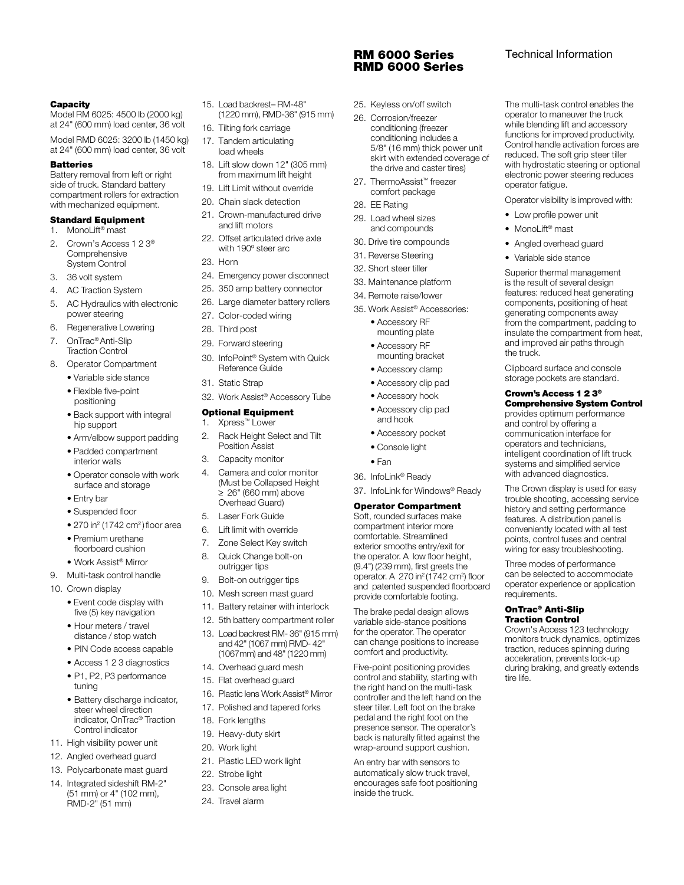# RM 6000 Series RMD 6000 Series

Technical Information

### Capacity

Model RM 6025: 4500 lb (2000 kg) at 24" (600 mm) load center, 36 volt

Model RMD 6025: 3200 lb (1450 kg) at 24" (600 mm) load center, 36 volt

### Batteries

Battery removal from left or right side of truck. Standard battery compartment rollers for extraction with mechanized equipment.

### Standard Equipment

1. MonoLift® mast
2. Crown's Access 1 2 3® Comprehensive System Control
3. 36 volt system
4. AC Traction System
5. AC Hydraulics with electronic power steering
6. Regenerative Lowering
7. OnTrac® Anti-Slip Traction Control
8. Operator Compartment
   - Variable side stance
   - Flexible five-point positioning
   - Back support with integral hip support
   - Arm/elbow support padding
   - Padded compartment interior walls
   - Operator console with work surface and storage
   - Entry bar
   - Suspended floor
   - 270 in² (1742 cm²) floor area
   - Premium urethane floorboard cushion
   - Work Assist® Mirror
9. Multi-task control handle
10. Crown display
    - Event code display with five (5) key navigation
    - Hour meters / travel distance / stop watch
    - PIN Code access capable
    - Access 1 2 3 diagnostics
    - P1, P2, P3 performance tuning
    - Battery discharge indicator, steer wheel direction indicator, OnTrac® Traction Control indicator
11. High visibility power unit
12. Angled overhead guard
13. Polycarbonate mast guard
14. Integrated sideshift RM-2" (51 mm) or 4" (102 mm), RMD-2" (51 mm)
15. Load backrest– RM-48" (1220 mm), RMD-36" (915 mm)
16. Tilting fork carriage
17. Tandem articulating load wheels
18. Lift slow down 12" (305 mm) from maximum lift height
19. Lift Limit without override
20. Chain slack detection
21. Crown-manufactured drive and lift motors
22. Offset articulated drive axle with 190º steer arc
23. Horn
24. Emergency power disconnect
25. 350 amp battery connector
26. Large diameter battery rollers
27. Color-coded wiring
28. Third post
29. Forward steering
30. InfoPoint® System with Quick Reference Guide
31. Static Strap
32. Work Assist® Accessory Tube

### Optional Equipment

1. Xpress™ Lower
2. Rack Height Select and Tilt Position Assist
3. Capacity monitor
4. Camera and color monitor (Must be Collapsed Height ≥ 26" (660 mm) above Overhead Guard)
5. Laser Fork Guide
6. Lift limit with override
7. Zone Select Key switch
8. Quick Change bolt-on outrigger tips
9. Bolt-on outrigger tips
10. Mesh screen mast guard
11. Battery retainer with interlock
12. 5th battery compartment roller
13. Load backrest RM- 36" (915 mm) and 42" (1067 mm) RMD- 42" (1067mm) and 48" (1220 mm)
14. Overhead guard mesh
15. Flat overhead guard
16. Plastic lens Work Assist® Mirror
17. Polished and tapered forks
18. Fork lengths
19. Heavy-duty skirt
20. Work light
21. Plastic LED work light
22. Strobe light
23. Console area light
24. Travel alarm
25. Keyless on/off switch
26. Corrosion/freezer conditioning (freezer conditioning includes a 5/8" (16 mm) thick power unit skirt with extended coverage of the drive and caster tires)
27. ThermoAssist™ freezer comfort package
28. EE Rating
29. Load wheel sizes and compounds
30. Drive tire compounds
31. Reverse Steering
32. Short steer tiller
33. Maintenance platform
34. Remote raise/lower
35. Work Assist® Accessories:
    - Accessory RF mounting plate
    - Accessory RF mounting bracket
    - Accessory clamp
    - Accessory clip pad
    - Accessory hook
    - Accessory clip pad and hook
    - Accessory pocket
    - Console light
    - Fan
36. InfoLink® Ready
37. InfoLink for Windows® Ready

### Operator Compartment

Soft, rounded surfaces make compartment interior more comfortable. Streamlined exterior smooths entry/exit for the operator. A low floor height, (9.4") (239 mm), first greets the operator. A 270 in² (1742 cm²) floor and patented suspended floorboard provide comfortable footing.

The brake pedal design allows variable side-stance positions for the operator. The operator can change positions to increase comfort and productivity.

Five-point positioning provides control and stability, starting with the right hand on the multi-task controller and the left hand on the steer tiller. Left foot on the brake pedal and the right foot on the presence sensor. The operator's back is naturally fitted against the wrap-around support cushion.

An entry bar with sensors to automatically slow truck travel, encourages safe foot positioning inside the truck.

The multi-task control enables the operator to maneuver the truck while blending lift and accessory functions for improved productivity. Control handle activation forces are reduced. The soft grip steer tiller with hydrostatic steering or optional electronic power steering reduces operator fatigue.

Operator visibility is improved with:

- Low profile power unit
- MonoLift® mast
- Angled overhead guard
- Variable side stance

Superior thermal management is the result of several design features: reduced heat generating components, positioning of heat generating components away from the compartment, padding to insulate the compartment from heat, and improved air paths through the truck.

Clipboard surface and console storage pockets are standard.

### Crown's Access 1 2 3® Comprehensive System Control

provides optimum performance and control by offering a communication interface for operators and technicians, intelligent coordination of lift truck systems and simplified service with advanced diagnostics.

The Crown display is used for easy trouble shooting, accessing service history and setting performance features. A distribution panel is conveniently located with all test points, control fuses and central wiring for easy troubleshooting.

Three modes of performance can be selected to accommodate operator experience or application requirements.

### OnTrac® Anti-Slip Traction Control

Crown's Access 123 technology monitors truck dynamics, optimizes traction, reduces spinning during acceleration, prevents lock-up during braking, and greatly extends tire life.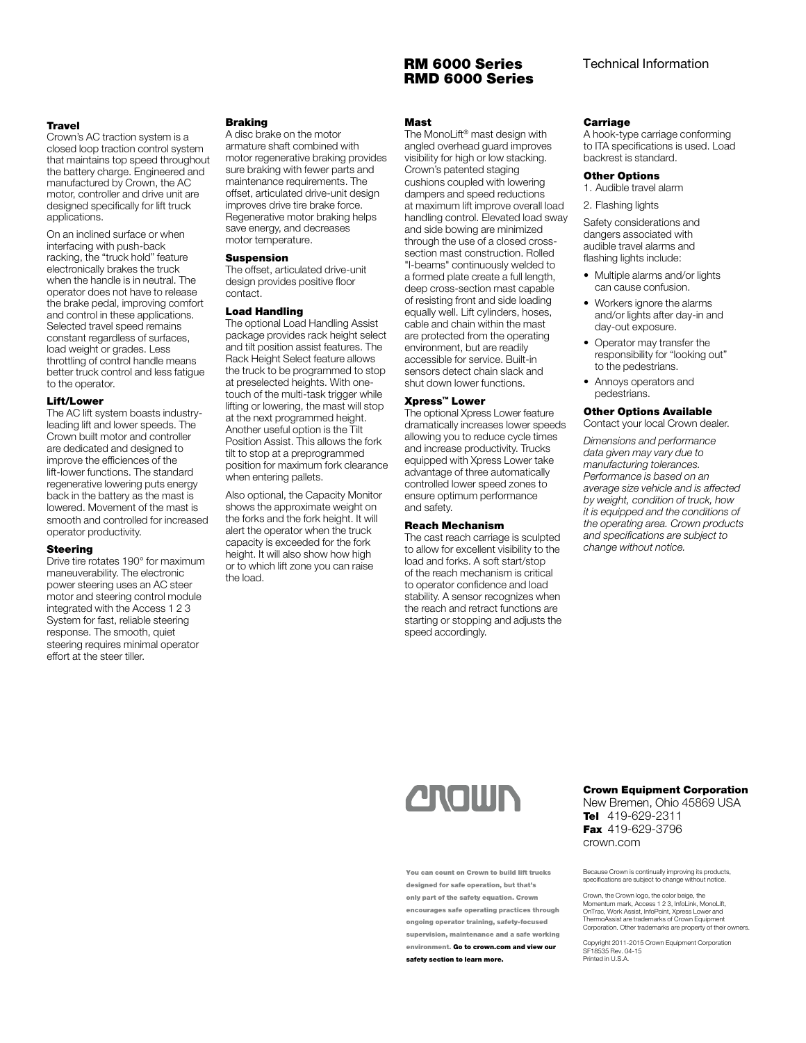# RM 6000 Series
# RMD 6000 Series

Technical Information

### Travel

Crown's AC traction system is a closed loop traction control system that maintains top speed throughout the battery charge. Engineered and manufactured by Crown, the AC motor, controller and drive unit are designed specifically for lift truck applications.

On an inclined surface or when interfacing with push-back racking, the "truck hold" feature electronically brakes the truck when the handle is in neutral. The operator does not have to release the brake pedal, improving comfort and control in these applications. Selected travel speed remains constant regardless of surfaces, load weight or grades. Less throttling of control handle means better truck control and less fatigue to the operator.

### Lift/Lower

The AC lift system boasts industry-leading lift and lower speeds. The Crown built motor and controller are dedicated and designed to improve the efficiences of the lift-lower functions. The standard regenerative lowering puts energy back in the battery as the mast is lowered. Movement of the mast is smooth and controlled for increased operator productivity.

### Steering

Drive tire rotates 190° for maximum maneuverability. The electronic power steering uses an AC steer motor and steering control module integrated with the Access 1 2 3 System for fast, reliable steering response. The smooth, quiet steering requires minimal operator effort at the steer tiller.

### Braking

A disc brake on the motor armature shaft combined with motor regenerative braking provides sure braking with fewer parts and maintenance requirements. The offset, articulated drive-unit design improves drive tire brake force. Regenerative motor braking helps save energy, and decreases motor temperature.

### Suspension

The offset, articulated drive-unit design provides positive floor contact.

### Load Handling

The optional Load Handling Assist package provides rack height select and tilt position assist features. The Rack Height Select feature allows the truck to be programmed to stop at preselected heights. With one-touch of the multi-task trigger while lifting or lowering, the mast will stop at the next programmed height. Another useful option is the Tilt Position Assist. This allows the fork tilt to stop at a preprogrammed position for maximum fork clearance when entering pallets.

Also optional, the Capacity Monitor shows the approximate weight on the forks and the fork height. It will alert the operator when the truck capacity is exceeded for the fork height. It will also show how high or to which lift zone you can raise the load.

### Mast

The MonoLift® mast design with angled overhead guard improves visibility for high or low stacking. Crown's patented staging cushions coupled with lowering dampers and speed reductions at maximum lift improve overall load handling control. Elevated load sway and side bowing are minimized through the use of a closed cross-section mast construction. Rolled "I-beams" continuously welded to a formed plate create a full length, deep cross-section mast capable of resisting front and side loading equally well. Lift cylinders, hoses, cable and chain within the mast are protected from the operating environment, but are readily accessible for service. Built-in sensors detect chain slack and shut down lower functions.

### Xpress™ Lower

The optional Xpress Lower feature dramatically increases lower speeds allowing you to reduce cycle times and increase productivity. Trucks equipped with Xpress Lower take advantage of three automatically controlled lower speed zones to ensure optimum performance and safety.

### Reach Mechanism

The cast reach carriage is sculpted to allow for excellent visibility to the load and forks. A soft start/stop of the reach mechanism is critical to operator confidence and load stability. A sensor recognizes when the reach and retract functions are starting or stopping and adjusts the speed accordingly.

### Carriage

A hook-type carriage conforming to ITA specifications is used. Load backrest is standard.

### Other Options

1. Audible travel alarm
2. Flashing lights

Safety considerations and dangers associated with audible travel alarms and flashing lights include:

- Multiple alarms and/or lights can cause confusion.
- Workers ignore the alarms and/or lights after day-in and day-out exposure.
- Operator may transfer the responsibility for "looking out" to the pedestrians.
- Annoys operators and pedestrians.

### Other Options Available

Contact your local Crown dealer.

*Dimensions and performance data given may vary due to manufacturing tolerances. Performance is based on an average size vehicle and is affected by weight, condition of truck, how it is equipped and the conditions of the operating area. Crown products and specifications are subject to change without notice.*

CROWN

You can count on Crown to build lift trucks designed for safe operation, but that's only part of the safety equation. Crown encourages safe operating practices through ongoing operator training, safety-focused supervision, maintenance and a safe working environment. **Go to crown.com and view our safety section to learn more.**

**Crown Equipment Corporation**
New Bremen, Ohio 45869 USA
**Tel** 419-629-2311
**Fax** 419-629-3796
crown.com

Because Crown is continually improving its products, specifications are subject to change without notice.

Crown, the Crown logo, the color beige, the Momentum mark, Access 1 2 3, InfoLink, MonoLift, OnTrac, Work Assist, InfoPoint, Xpress Lower and ThermoAssist are trademarks of Crown Equipment Corporation. Other trademarks are property of their owners.

Copyright 2011-2015 Crown Equipment Corporation
SF18535 Rev. 04-15
Printed in U.S.A.